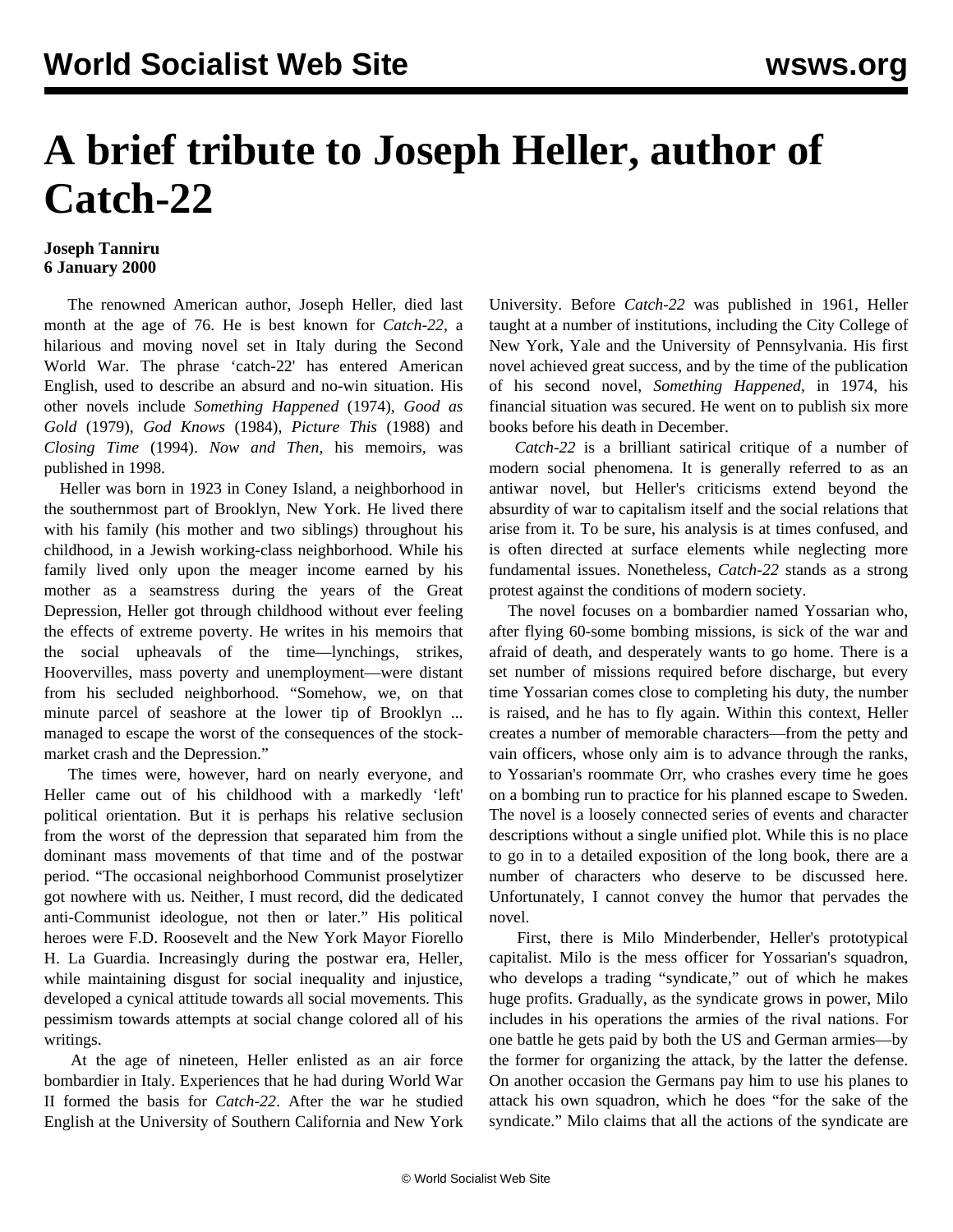# A brief tribute to Joseph Heller, author of Catch-22

**Joseph Tanniru**
**6 January 2000**

The renowned American author, Joseph Heller, died last month at the age of 76. He is best known for *Catch-22*, a hilarious and moving novel set in Italy during the Second World War. The phrase 'catch-22' has entered American English, used to describe an absurd and no-win situation. His other novels include *Something Happened* (1974), *Good as Gold* (1979), *God Knows* (1984), *Picture This* (1988) and *Closing Time* (1994). *Now and Then*, his memoirs, was published in 1998.

Heller was born in 1923 in Coney Island, a neighborhood in the southernmost part of Brooklyn, New York. He lived there with his family (his mother and two siblings) throughout his childhood, in a Jewish working-class neighborhood. While his family lived only upon the meager income earned by his mother as a seamstress during the years of the Great Depression, Heller got through childhood without ever feeling the effects of extreme poverty. He writes in his memoirs that the social upheavals of the time—lynchings, strikes, Hoovervilles, mass poverty and unemployment—were distant from his secluded neighborhood. "Somehow, we, on that minute parcel of seashore at the lower tip of Brooklyn ... managed to escape the worst of the consequences of the stock-market crash and the Depression."

The times were, however, hard on nearly everyone, and Heller came out of his childhood with a markedly 'left' political orientation. But it is perhaps his relative seclusion from the worst of the depression that separated him from the dominant mass movements of that time and of the postwar period. "The occasional neighborhood Communist proselytizer got nowhere with us. Neither, I must record, did the dedicated anti-Communist ideologue, not then or later." His political heroes were F.D. Roosevelt and the New York Mayor Fiorello H. La Guardia. Increasingly during the postwar era, Heller, while maintaining disgust for social inequality and injustice, developed a cynical attitude towards all social movements. This pessimism towards attempts at social change colored all of his writings.

At the age of nineteen, Heller enlisted as an air force bombardier in Italy. Experiences that he had during World War II formed the basis for *Catch-22*. After the war he studied English at the University of Southern California and New York University. Before *Catch-22* was published in 1961, Heller taught at a number of institutions, including the City College of New York, Yale and the University of Pennsylvania. His first novel achieved great success, and by the time of the publication of his second novel, *Something Happened*, in 1974, his financial situation was secured. He went on to publish six more books before his death in December.

*Catch-22* is a brilliant satirical critique of a number of modern social phenomena. It is generally referred to as an antiwar novel, but Heller's criticisms extend beyond the absurdity of war to capitalism itself and the social relations that arise from it. To be sure, his analysis is at times confused, and is often directed at surface elements while neglecting more fundamental issues. Nonetheless, *Catch-22* stands as a strong protest against the conditions of modern society.

The novel focuses on a bombardier named Yossarian who, after flying 60-some bombing missions, is sick of the war and afraid of death, and desperately wants to go home. There is a set number of missions required before discharge, but every time Yossarian comes close to completing his duty, the number is raised, and he has to fly again. Within this context, Heller creates a number of memorable characters—from the petty and vain officers, whose only aim is to advance through the ranks, to Yossarian's roommate Orr, who crashes every time he goes on a bombing run to practice for his planned escape to Sweden. The novel is a loosely connected series of events and character descriptions without a single unified plot. While this is no place to go in to a detailed exposition of the long book, there are a number of characters who deserve to be discussed here. Unfortunately, I cannot convey the humor that pervades the novel.

First, there is Milo Minderbender, Heller's prototypical capitalist. Milo is the mess officer for Yossarian's squadron, who develops a trading "syndicate," out of which he makes huge profits. Gradually, as the syndicate grows in power, Milo includes in his operations the armies of the rival nations. For one battle he gets paid by both the US and German armies—by the former for organizing the attack, by the latter the defense. On another occasion the Germans pay him to use his planes to attack his own squadron, which he does "for the sake of the syndicate." Milo claims that all the actions of the syndicate are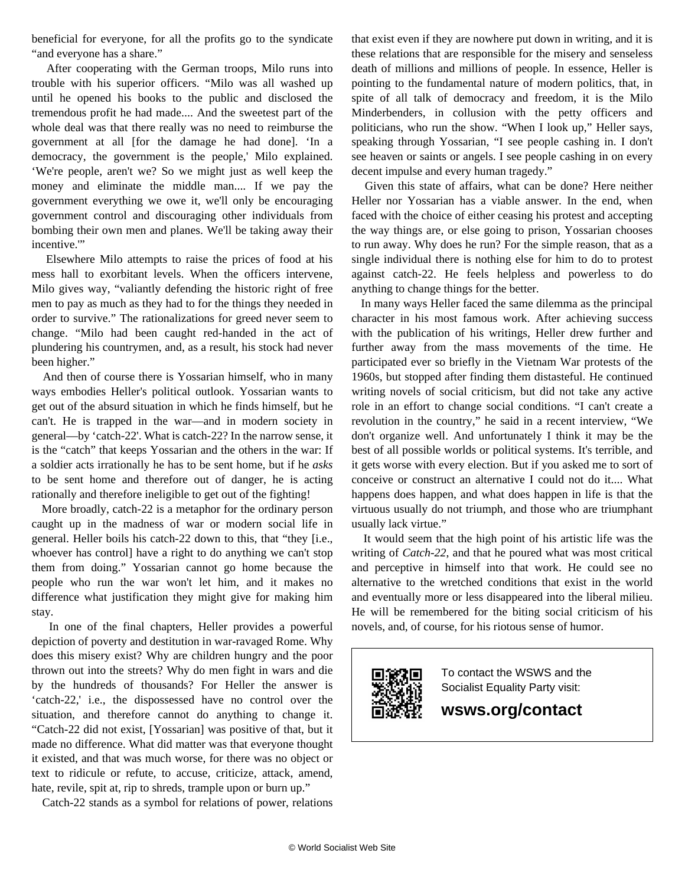beneficial for everyone, for all the profits go to the syndicate "and everyone has a share."

After cooperating with the German troops, Milo runs into trouble with his superior officers. "Milo was all washed up until he opened his books to the public and disclosed the tremendous profit he had made.... And the sweetest part of the whole deal was that there really was no need to reimburse the government at all [for the damage he had done]. 'In a democracy, the government is the people,' Milo explained. 'We're people, aren't we? So we might just as well keep the money and eliminate the middle man.... If we pay the government everything we owe it, we'll only be encouraging government control and discouraging other individuals from bombing their own men and planes. We'll be taking away their incentive.'"

Elsewhere Milo attempts to raise the prices of food at his mess hall to exorbitant levels. When the officers intervene, Milo gives way, "valiantly defending the historic right of free men to pay as much as they had to for the things they needed in order to survive." The rationalizations for greed never seem to change. "Milo had been caught red-handed in the act of plundering his countrymen, and, as a result, his stock had never been higher."

And then of course there is Yossarian himself, who in many ways embodies Heller's political outlook. Yossarian wants to get out of the absurd situation in which he finds himself, but he can't. He is trapped in the war—and in modern society in general—by 'catch-22'. What is catch-22? In the narrow sense, it is the "catch" that keeps Yossarian and the others in the war: If a soldier acts irrationally he has to be sent home, but if he *asks* to be sent home and therefore out of danger, he is acting rationally and therefore ineligible to get out of the fighting!

More broadly, catch-22 is a metaphor for the ordinary person caught up in the madness of war or modern social life in general. Heller boils his catch-22 down to this, that "they [i.e., whoever has control] have a right to do anything we can't stop them from doing." Yossarian cannot go home because the people who run the war won't let him, and it makes no difference what justification they might give for making him stay.

In one of the final chapters, Heller provides a powerful depiction of poverty and destitution in war-ravaged Rome. Why does this misery exist? Why are children hungry and the poor thrown out into the streets? Why do men fight in wars and die by the hundreds of thousands? For Heller the answer is 'catch-22,' i.e., the dispossessed have no control over the situation, and therefore cannot do anything to change it. "Catch-22 did not exist, [Yossarian] was positive of that, but it made no difference. What did matter was that everyone thought it existed, and that was much worse, for there was no object or text to ridicule or refute, to accuse, criticize, attack, amend, hate, revile, spit at, rip to shreds, trample upon or burn up."

Catch-22 stands as a symbol for relations of power, relations that exist even if they are nowhere put down in writing, and it is these relations that are responsible for the misery and senseless death of millions and millions of people. In essence, Heller is pointing to the fundamental nature of modern politics, that, in spite of all talk of democracy and freedom, it is the Milo Minderbenders, in collusion with the petty officers and politicians, who run the show. "When I look up," Heller says, speaking through Yossarian, "I see people cashing in. I don't see heaven or saints or angels. I see people cashing in on every decent impulse and every human tragedy."

Given this state of affairs, what can be done? Here neither Heller nor Yossarian has a viable answer. In the end, when faced with the choice of either ceasing his protest and accepting the way things are, or else going to prison, Yossarian chooses to run away. Why does he run? For the simple reason, that as a single individual there is nothing else for him to do to protest against catch-22. He feels helpless and powerless to do anything to change things for the better.

In many ways Heller faced the same dilemma as the principal character in his most famous work. After achieving success with the publication of his writings, Heller drew further and further away from the mass movements of the time. He participated ever so briefly in the Vietnam War protests of the 1960s, but stopped after finding them distasteful. He continued writing novels of social criticism, but did not take any active role in an effort to change social conditions. "I can't create a revolution in the country," he said in a recent interview, "We don't organize well. And unfortunately I think it may be the best of all possible worlds or political systems. It's terrible, and it gets worse with every election. But if you asked me to sort of conceive or construct an alternative I could not do it.... What happens does happen, and what does happen in life is that the virtuous usually do not triumph, and those who are triumphant usually lack virtue."

It would seem that the high point of his artistic life was the writing of *Catch-22*, and that he poured what was most critical and perceptive in himself into that work. He could see no alternative to the wretched conditions that exist in the world and eventually more or less disappeared into the liberal milieu. He will be remembered for the biting social criticism of his novels, and, of course, for his riotous sense of humor.

To contact the WSWS and the Socialist Equality Party visit:

**wsws.org/contact**